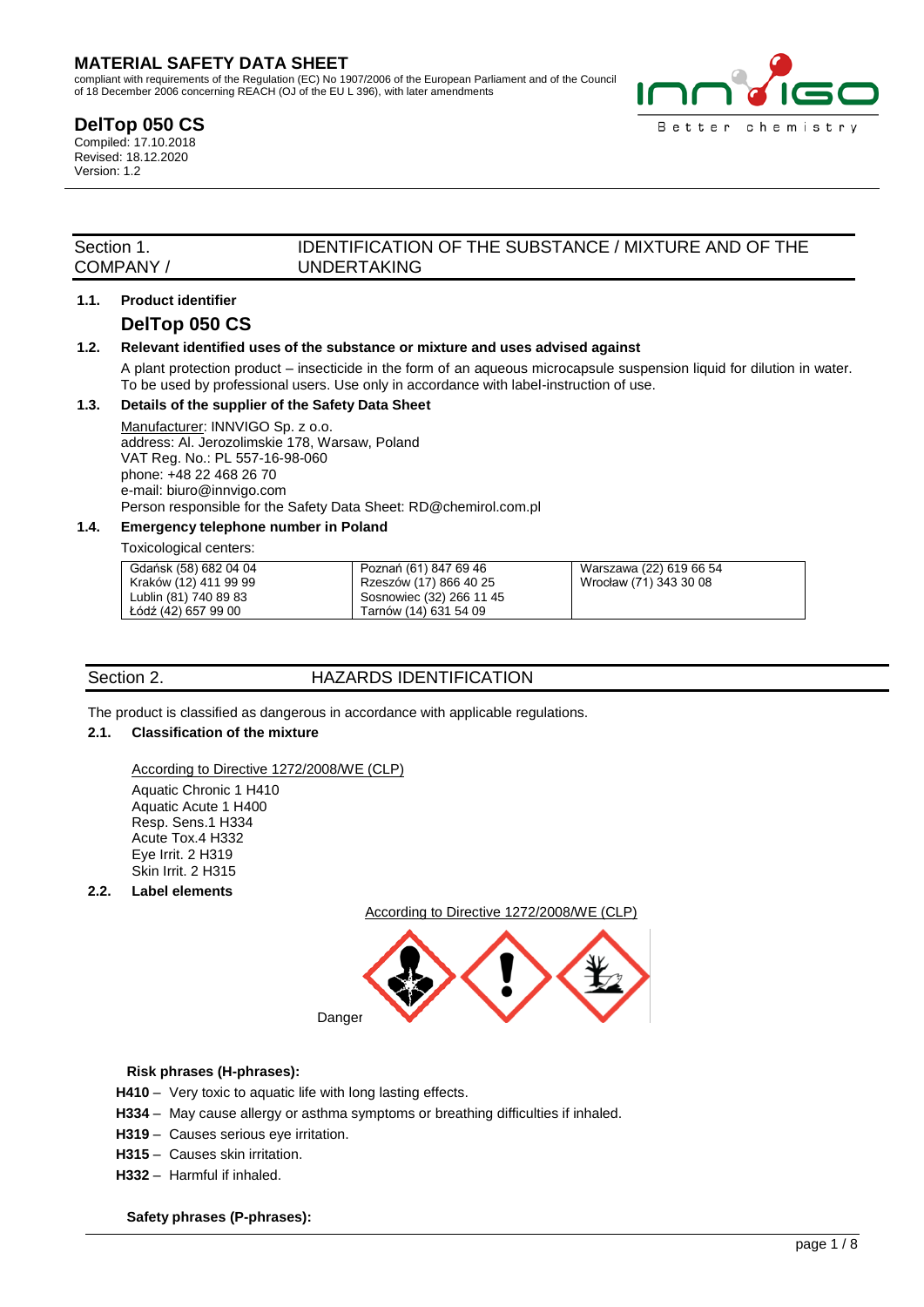# MATERIAL SAFETY DATA SHEET

compliant with requirements of the Regulation (EC) No 1907/2006 of the European Parliament and of the Council of 18 December 2006 concerning REACH (OJ of the EU L 396), with later amendments

## DelTop 050 CS

Compiled: 17.10.2018
Revised: 18.12.2020
Version: 1.2

## Section 1. IDENTIFICATION OF THE SUBSTANCE / MIXTURE AND OF THE COMPANY / UNDERTAKING

**1.1. Product identifier**

**DelTop 050 CS**

**1.2. Relevant identified uses of the substance or mixture and uses advised against**

A plant protection product – insecticide in the form of an aqueous microcapsule suspension liquid for dilution in water. To be used by professional users. Use only in accordance with label-instruction of use.

**1.3. Details of the supplier of the Safety Data Sheet**

Manufacturer: INNVIGO Sp. z o.o.
address: Al. Jerozolimskie 178, Warsaw, Poland
VAT Reg. No.: PL 557-16-98-060
phone: +48 22 468 26 70
e-mail: biuro@innvigo.com
Person responsible for the Safety Data Sheet: RD@chemirol.com.pl

**1.4. Emergency telephone number in Poland**

Toxicological centers:

| | | |
|---|---|---|
| Gdańsk (58) 682 04 04 | Poznań (61) 847 69 46 | Warszawa (22) 619 66 54 |
| Kraków (12) 411 99 99 | Rzeszów (17) 866 40 25 | Wrocław (71) 343 30 08 |
| Lublin (81) 740 89 83 | Sosnowiec (32) 266 11 45 | |
| Łódź (42) 657 99 00 | Tarnów (14) 631 54 09 | |

## Section 2. HAZARDS IDENTIFICATION

The product is classified as dangerous in accordance with applicable regulations.

**2.1. Classification of the mixture**

According to Directive 1272/2008/WE (CLP)

Aquatic Chronic 1 H410
Aquatic Acute 1 H400
Resp. Sens.1 H334
Acute Tox.4 H332
Eye Irrit. 2 H319
Skin Irrit. 2 H315

**2.2. Label elements**

According to Directive 1272/2008/WE (CLP)

Danger

**Risk phrases (H-phrases):**

**H410** – Very toxic to aquatic life with long lasting effects.
**H334** – May cause allergy or asthma symptoms or breathing difficulties if inhaled.
**H319** – Causes serious eye irritation.
**H315** – Causes skin irritation.
**H332** – Harmful if inhaled.

**Safety phrases (P-phrases):**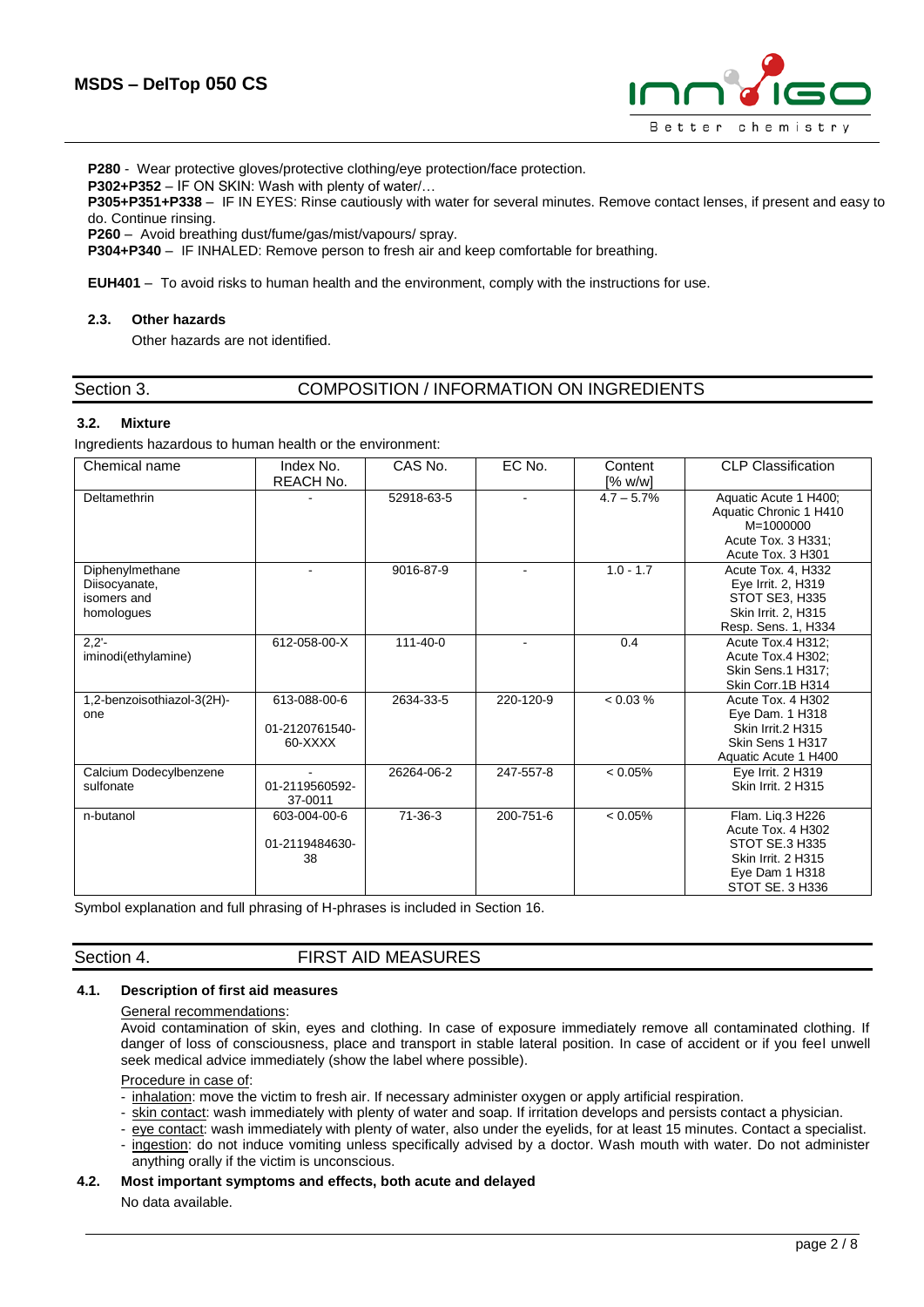**P280** - Wear protective gloves/protective clothing/eye protection/face protection.
**P302+P352** – IF ON SKIN: Wash with plenty of water/…
**P305+P351+P338** – IF IN EYES: Rinse cautiously with water for several minutes. Remove contact lenses, if present and easy to do. Continue rinsing.
**P260** – Avoid breathing dust/fume/gas/mist/vapours/ spray.
**P304+P340** – IF INHALED: Remove person to fresh air and keep comfortable for breathing.

**EUH401** – To avoid risks to human health and the environment, comply with the instructions for use.

### 2.3. Other hazards

Other hazards are not identified.

## Section 3. COMPOSITION / INFORMATION ON INGREDIENTS

### 3.2. Mixture

Ingredients hazardous to human health or the environment:

| Chemical name | Index No. REACH No. | CAS No. | EC No. | Content [% w/w] | CLP Classification |
|---|---|---|---|---|---|
| Deltamethrin | - | 52918-63-5 | - | 4.7 – 5.7% | Aquatic Acute 1 H400; Aquatic Chronic 1 H410 M=1000000 Acute Tox. 3 H331; Acute Tox. 3 H301 |
| Diphenylmethane Diisocyanate, isomers and homologues | - | 9016-87-9 | - | 1.0 - 1.7 | Acute Tox. 4, H332 Eye Irrit. 2, H319 STOT SE3, H335 Skin Irrit. 2, H315 Resp. Sens. 1, H334 |
| 2,2'-iminodi(ethylamine) | 612-058-00-X | 111-40-0 | - | 0.4 | Acute Tox.4 H312; Acute Tox.4 H302; Skin Sens.1 H317; Skin Corr.1B H314 |
| 1,2-benzoisothiazol-3(2H)-one | 613-088-00-6 01-2120761540-60-XXXX | 2634-33-5 | 220-120-9 | < 0.03 % | Acute Tox. 4 H302 Eye Dam. 1 H318 Skin Irrit.2 H315 Skin Sens 1 H317 Aquatic Acute 1 H400 |
| Calcium Dodecylbenzene sulfonate | - 01-2119560592-37-0011 | 26264-06-2 | 247-557-8 | < 0.05% | Eye Irrit. 2 H319 Skin Irrit. 2 H315 |
| n-butanol | 603-004-00-6 01-2119484630-38 | 71-36-3 | 200-751-6 | < 0.05% | Flam. Liq.3 H226 Acute Tox. 4 H302 STOT SE.3 H335 Skin Irrit. 2 H315 Eye Dam 1 H318 STOT SE. 3 H336 |

Symbol explanation and full phrasing of H-phrases is included in Section 16.

## Section 4. FIRST AID MEASURES

### 4.1. Description of first aid measures

General recommendations:

Avoid contamination of skin, eyes and clothing. In case of exposure immediately remove all contaminated clothing. If danger of loss of consciousness, place and transport in stable lateral position. In case of accident or if you feel unwell seek medical advice immediately (show the label where possible).

Procedure in case of:

- inhalation: move the victim to fresh air. If necessary administer oxygen or apply artificial respiration.
- skin contact: wash immediately with plenty of water and soap. If irritation develops and persists contact a physician.
- eye contact: wash immediately with plenty of water, also under the eyelids, for at least 15 minutes. Contact a specialist.
- ingestion: do not induce vomiting unless specifically advised by a doctor. Wash mouth with water. Do not administer anything orally if the victim is unconscious.

### 4.2. Most important symptoms and effects, both acute and delayed

No data available.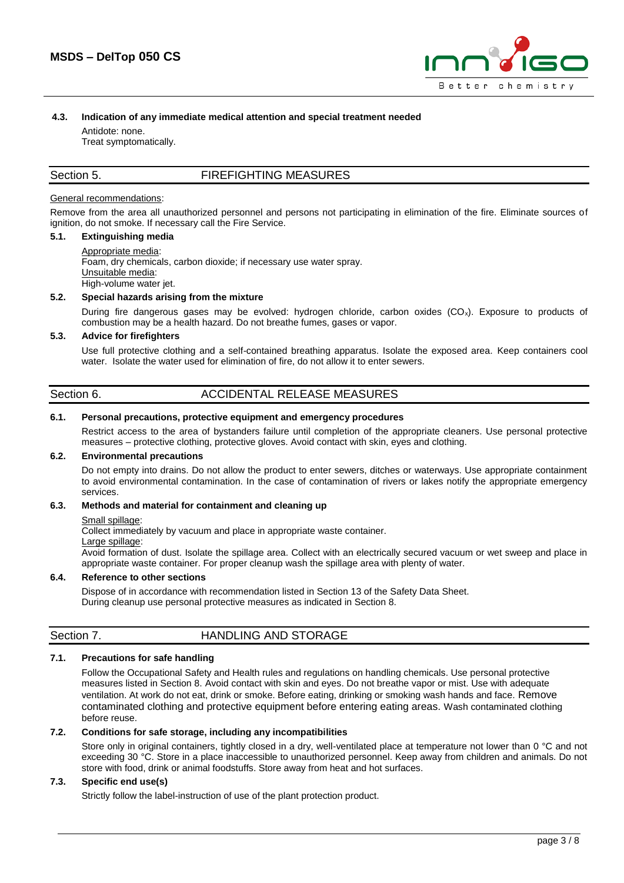### 4.3. Indication of any immediate medical attention and special treatment needed

Antidote: none.
Treat symptomatically.

## Section 5. FIREFIGHTING MEASURES

General recommendations:

Remove from the area all unauthorized personnel and persons not participating in elimination of the fire. Eliminate sources of ignition, do not smoke. If necessary call the Fire Service.

### 5.1. Extinguishing media

Appropriate media:
Foam, dry chemicals, carbon dioxide; if necessary use water spray.
Unsuitable media:
High-volume water jet.

### 5.2. Special hazards arising from the mixture

During fire dangerous gases may be evolved: hydrogen chloride, carbon oxides ($CO_x$). Exposure to products of combustion may be a health hazard. Do not breathe fumes, gases or vapor.

### 5.3. Advice for firefighters

Use full protective clothing and a self-contained breathing apparatus. Isolate the exposed area. Keep containers cool water. Isolate the water used for elimination of fire, do not allow it to enter sewers.

## Section 6. ACCIDENTAL RELEASE MEASURES

### 6.1. Personal precautions, protective equipment and emergency procedures

Restrict access to the area of bystanders failure until completion of the appropriate cleaners. Use personal protective measures – protective clothing, protective gloves. Avoid contact with skin, eyes and clothing.

### 6.2. Environmental precautions

Do not empty into drains. Do not allow the product to enter sewers, ditches or waterways. Use appropriate containment to avoid environmental contamination. In the case of contamination of rivers or lakes notify the appropriate emergency services.

### 6.3. Methods and material for containment and cleaning up

Small spillage:
Collect immediately by vacuum and place in appropriate waste container.
Large spillage:
Avoid formation of dust. Isolate the spillage area. Collect with an electrically secured vacuum or wet sweep and place in appropriate waste container. For proper cleanup wash the spillage area with plenty of water.

### 6.4. Reference to other sections

Dispose of in accordance with recommendation listed in Section 13 of the Safety Data Sheet.
During cleanup use personal protective measures as indicated in Section 8.

## Section 7. HANDLING AND STORAGE

### 7.1. Precautions for safe handling

Follow the Occupational Safety and Health rules and regulations on handling chemicals. Use personal protective measures listed in Section 8. Avoid contact with skin and eyes. Do not breathe vapor or mist. Use with adequate ventilation. At work do not eat, drink or smoke. Before eating, drinking or smoking wash hands and face. Remove contaminated clothing and protective equipment before entering eating areas. Wash contaminated clothing before reuse.

### 7.2. Conditions for safe storage, including any incompatibilities

Store only in original containers, tightly closed in a dry, well-ventilated place at temperature not lower than 0 °C and not exceeding 30 °C. Store in a place inaccessible to unauthorized personnel. Keep away from children and animals. Do not store with food, drink or animal foodstuffs. Store away from heat and hot surfaces.

### 7.3. Specific end use(s)

Strictly follow the label-instruction of use of the plant protection product.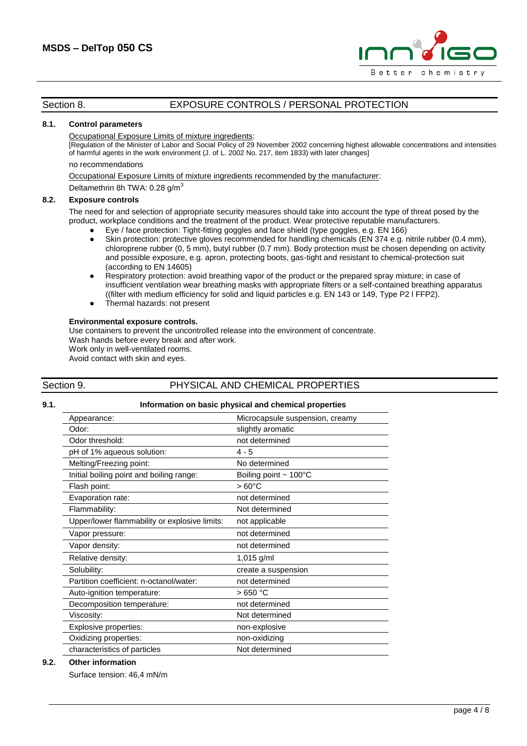## Section 8. EXPOSURE CONTROLS / PERSONAL PROTECTION

### 8.1. Control parameters

Occupational Exposure Limits of mixture ingredients:
[Regulation of the Minister of Labor and Social Policy of 29 November 2002 concerning highest allowable concentrations and intensities of harmful agents in the work environment (J. of L. 2002 No. 217, item 1833) with later changes]

no recommendations

Occupational Exposure Limits of mixture ingredients recommended by the manufacturer:

Deltamethrin 8h TWA: 0.28 g/m$^3$

### 8.2. Exposure controls

The need for and selection of appropriate security measures should take into account the type of threat posed by the product, workplace conditions and the treatment of the product. Wear protective reputable manufacturers.

- Eye / face protection: Tight-fitting goggles and face shield (type goggles, e.g. EN 166)
- Skin protection: protective gloves recommended for handling chemicals (EN 374 e.g. nitrile rubber (0.4 mm), chloroprene rubber (0, 5 mm), butyl rubber (0.7 mm). Body protection must be chosen depending on activity and possible exposure, e.g. apron, protecting boots, gas-tight and resistant to chemical-protection suit (according to EN 14605)
- Respiratory protection: avoid breathing vapor of the product or the prepared spray mixture; in case of insufficient ventilation wear breathing masks with appropriate filters or a self-contained breathing apparatus ((filter with medium efficiency for solid and liquid particles e.g. EN 143 or 149, Type P2 l FFP2).
- Thermal hazards: not present

**Environmental exposure controls.**

Use containers to prevent the uncontrolled release into the environment of concentrate.
Wash hands before every break and after work.
Work only in well-ventilated rooms.
Avoid contact with skin and eyes.

## Section 9. PHYSICAL AND CHEMICAL PROPERTIES

### 9.1. Information on basic physical and chemical properties

| Property | Value |
|---|---|
| Appearance: | Microcapsule suspension, creamy |
| Odor: | slightly aromatic |
| Odor threshold: | not determined |
| pH of 1% aqueous solution: | 4 - 5 |
| Melting/Freezing point: | No determined |
| Initial boiling point and boiling range: | Boiling point ~ 100°C |
| Flash point: | > 60°C |
| Evaporation rate: | not determined |
| Flammability: | Not determined |
| Upper/lower flammability or explosive limits: | not applicable |
| Vapor pressure: | not determined |
| Vapor density: | not determined |
| Relative density: | 1,015 g/ml |
| Solubility: | create a suspension |
| Partition coefficient: n-octanol/water: | not determined |
| Auto-ignition temperature: | > 650 °C |
| Decomposition temperature: | not determined |
| Viscosity: | Not determined |
| Explosive properties: | non-explosive |
| Oxidizing properties: | non-oxidizing |
| characteristics of particles | Not determined |

### 9.2. Other information

Surface tension: 46,4 mN/m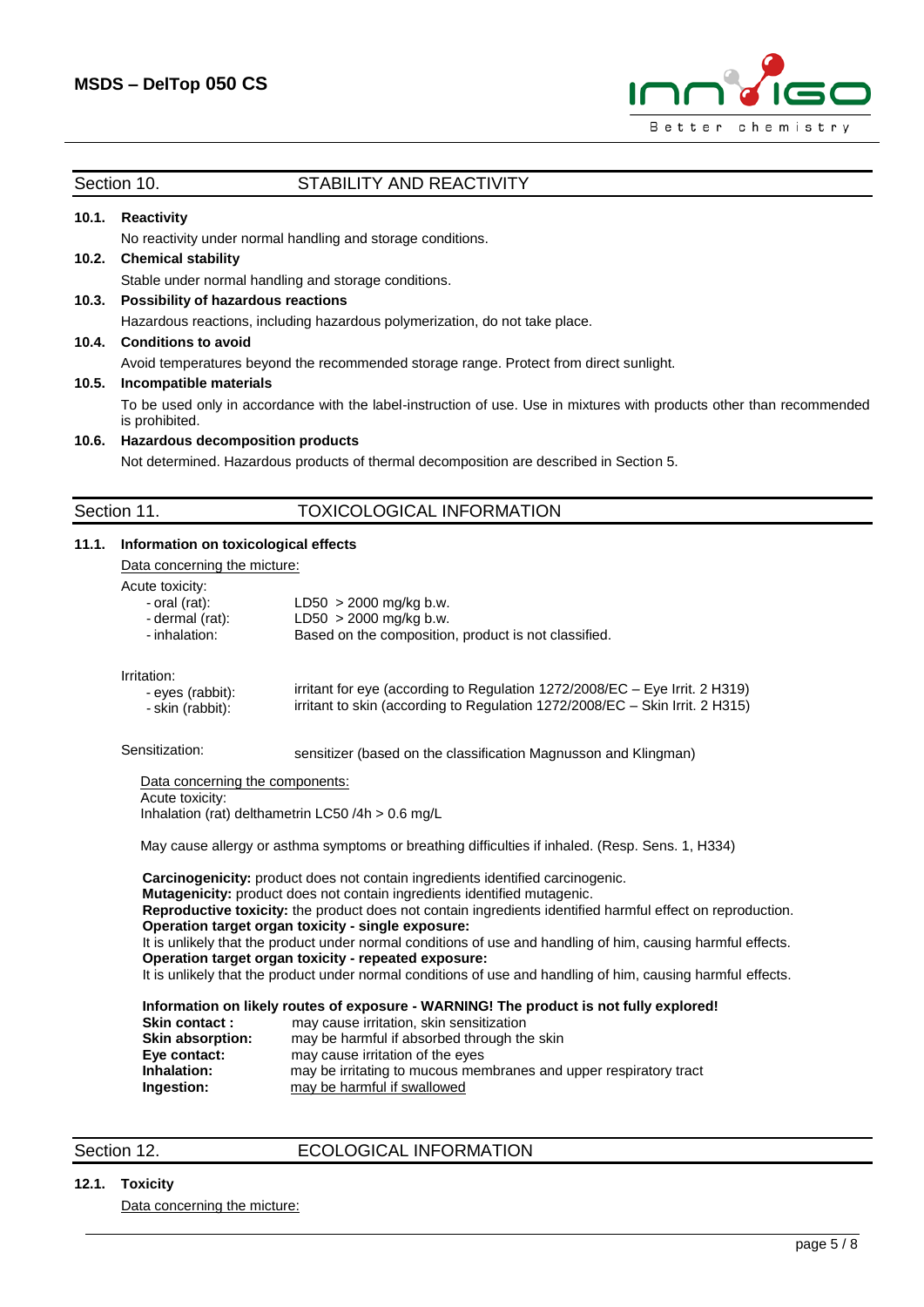## Section 10. STABILITY AND REACTIVITY

**10.1. Reactivity**

No reactivity under normal handling and storage conditions.

**10.2. Chemical stability**

Stable under normal handling and storage conditions.

**10.3. Possibility of hazardous reactions**

Hazardous reactions, including hazardous polymerization, do not take place.

**10.4. Conditions to avoid**

Avoid temperatures beyond the recommended storage range. Protect from direct sunlight.

**10.5. Incompatible materials**

To be used only in accordance with the label-instruction of use. Use in mixtures with products other than recommended is prohibited.

**10.6. Hazardous decomposition products**

Not determined. Hazardous products of thermal decomposition are described in Section 5.

## Section 11. TOXICOLOGICAL INFORMATION

**11.1. Information on toxicological effects**

Data concerning the micture:

Acute toxicity:

| | |
|---|---|
| - oral (rat): | LD50 > 2000 mg/kg b.w. |
| - dermal (rat): | LD50 > 2000 mg/kg b.w. |
| - inhalation: | Based on the composition, product is not classified. |

Irritation:

| | |
|---|---|
| - eyes (rabbit): | irritant for eye (according to Regulation 1272/2008/EC – Eye Irrit. 2 H319) |
| - skin (rabbit): | irritant to skin (according to Regulation 1272/2008/EC – Skin Irrit. 2 H315) |

Sensitization: sensitizer (based on the classification Magnusson and Klingman)

Data concerning the components:
Acute toxicity:
Inhalation (rat) delthametrin LC50 /4h > 0.6 mg/L

May cause allergy or asthma symptoms or breathing difficulties if inhaled. (Resp. Sens. 1, H334)

**Carcinogenicity:** product does not contain ingredients identified carcinogenic.
**Mutagenicity:** product does not contain ingredients identified mutagenic.
**Reproductive toxicity:** the product does not contain ingredients identified harmful effect on reproduction.
**Operation target organ toxicity - single exposure:**
It is unlikely that the product under normal conditions of use and handling of him, causing harmful effects.
**Operation target organ toxicity - repeated exposure:**
It is unlikely that the product under normal conditions of use and handling of him, causing harmful effects.

**Information on likely routes of exposure - WARNING! The product is not fully explored!**

| | |
|---|---|
| **Skin contact :** | may cause irritation, skin sensitization |
| **Skin absorption:** | may be harmful if absorbed through the skin |
| **Eye contact:** | may cause irritation of the eyes |
| **Inhalation:** | may be irritating to mucous membranes and upper respiratory tract |
| **Ingestion:** | may be harmful if swallowed |

## Section 12. ECOLOGICAL INFORMATION

**12.1. Toxicity**

Data concerning the micture: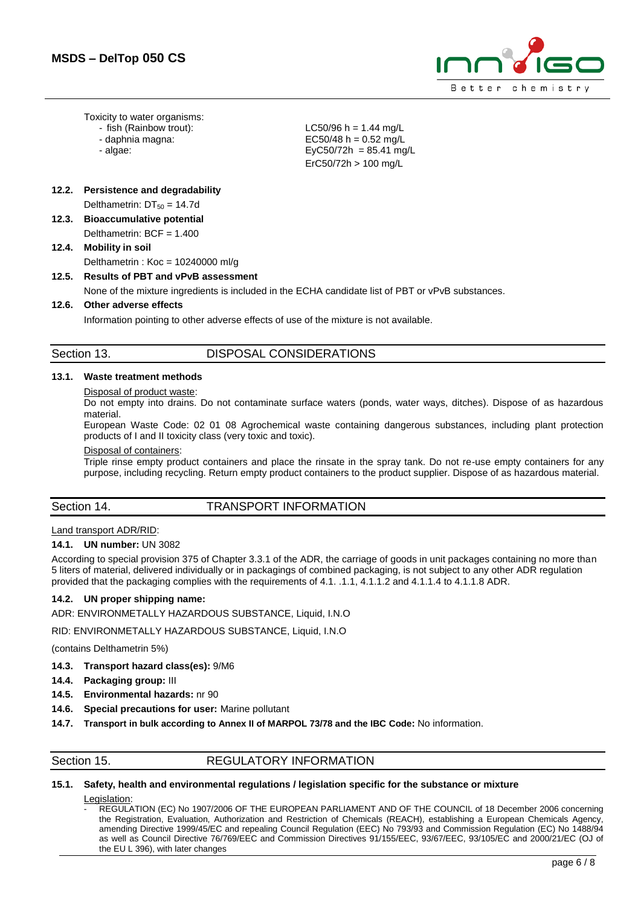Toxicity to water organisms:

| | |
|---|---|
| - fish (Rainbow trout): | LC50/96 h = 1.44 mg/L |
| - daphnia magna: | EC50/48 h = 0.52 mg/L |
| - algae: | EyC50/72h = 85.41 mg/L |
| | ErC50/72h > 100 mg/L |

**12.2. Persistence and degradability**

Delthametrin: $DT_{50}$ = 14.7d

**12.3. Bioaccumulative potential**

Delthametrin: BCF = 1.400

**12.4. Mobility in soil**

Delthametrin : Koc = 10240000 ml/g

**12.5. Results of PBT and vPvB assessment**

None of the mixture ingredients is included in the ECHA candidate list of PBT or vPvB substances.

**12.6. Other adverse effects**

Information pointing to other adverse effects of use of the mixture is not available.

## Section 13. DISPOSAL CONSIDERATIONS

**13.1. Waste treatment methods**

Disposal of product waste:

Do not empty into drains. Do not contaminate surface waters (ponds, water ways, ditches). Dispose of as hazardous material.

European Waste Code: 02 01 08 Agrochemical waste containing dangerous substances, including plant protection products of I and II toxicity class (very toxic and toxic).

Disposal of containers:

Triple rinse empty product containers and place the rinsate in the spray tank. Do not re-use empty containers for any purpose, including recycling. Return empty product containers to the product supplier. Dispose of as hazardous material.

## Section 14. TRANSPORT INFORMATION

Land transport ADR/RID:

**14.1. UN number:** UN 3082

According to special provision 375 of Chapter 3.3.1 of the ADR, the carriage of goods in unit packages containing no more than 5 liters of material, delivered individually or in packagings of combined packaging, is not subject to any other ADR regulation provided that the packaging complies with the requirements of 4.1. .1.1, 4.1.1.2 and 4.1.1.4 to 4.1.1.8 ADR.

**14.2. UN proper shipping name:**

ADR: ENVIRONMETALLY HAZARDOUS SUBSTANCE, Liquid, I.N.O

RID: ENVIRONMETALLY HAZARDOUS SUBSTANCE, Liquid, I.N.O

(contains Delthametrin 5%)

**14.3. Transport hazard class(es):** 9/M6

**14.4. Packaging group:** III

**14.5. Environmental hazards:** nr 90

**14.6. Special precautions for user:** Marine pollutant

**14.7. Transport in bulk according to Annex II of MARPOL 73/78 and the IBC Code:** No information.

## Section 15. REGULATORY INFORMATION

**15.1. Safety, health and environmental regulations / legislation specific for the substance or mixture**

Legislation:

- REGULATION (EC) No 1907/2006 OF THE EUROPEAN PARLIAMENT AND OF THE COUNCIL of 18 December 2006 concerning the Registration, Evaluation, Authorization and Restriction of Chemicals (REACH), establishing a European Chemicals Agency, amending Directive 1999/45/EC and repealing Council Regulation (EEC) No 793/93 and Commission Regulation (EC) No 1488/94 as well as Council Directive 76/769/EEC and Commission Directives 91/155/EEC, 93/67/EEC, 93/105/EC and 2000/21/EC (OJ of the EU L 396), with later changes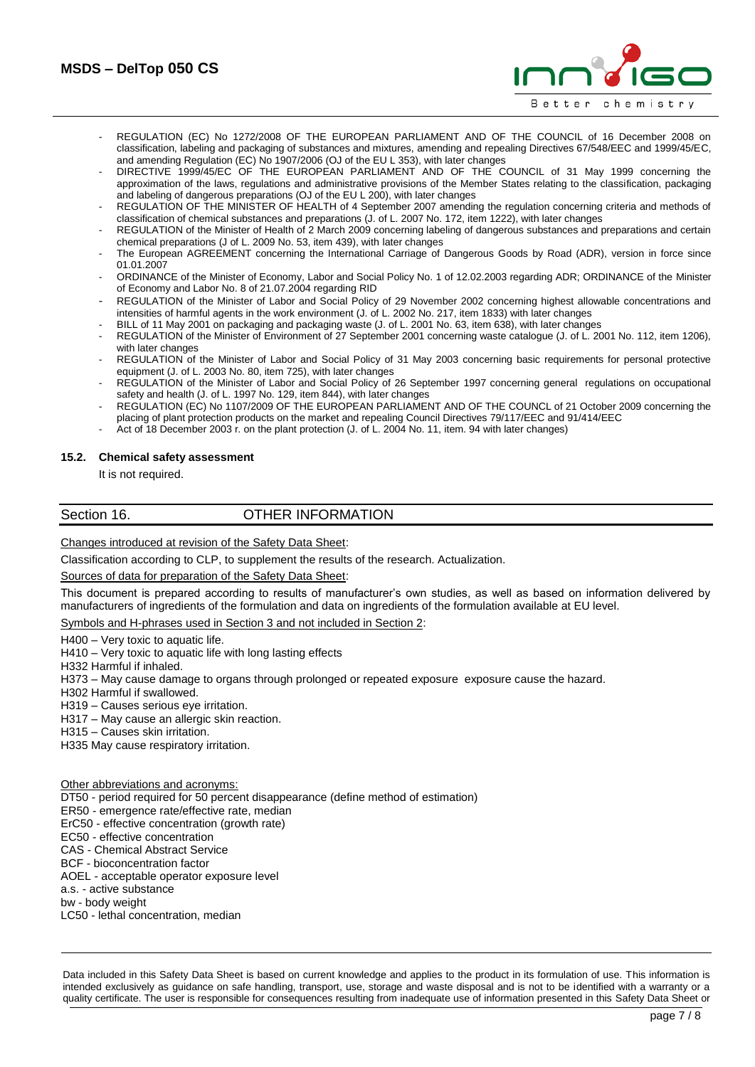- REGULATION (EC) No 1272/2008 OF THE EUROPEAN PARLIAMENT AND OF THE COUNCIL of 16 December 2008 on classification, labeling and packaging of substances and mixtures, amending and repealing Directives 67/548/EEC and 1999/45/EC, and amending Regulation (EC) No 1907/2006 (OJ of the EU L 353), with later changes
- DIRECTIVE 1999/45/EC OF THE EUROPEAN PARLIAMENT AND OF THE COUNCIL of 31 May 1999 concerning the approximation of the laws, regulations and administrative provisions of the Member States relating to the classification, packaging and labeling of dangerous preparations (OJ of the EU L 200), with later changes
- REGULATION OF THE MINISTER OF HEALTH of 4 September 2007 amending the regulation concerning criteria and methods of classification of chemical substances and preparations (J. of L. 2007 No. 172, item 1222), with later changes
- REGULATION of the Minister of Health of 2 March 2009 concerning labeling of dangerous substances and preparations and certain chemical preparations (J of L. 2009 No. 53, item 439), with later changes
- The European AGREEMENT concerning the International Carriage of Dangerous Goods by Road (ADR), version in force since 01.01.2007
- ORDINANCE of the Minister of Economy, Labor and Social Policy No. 1 of 12.02.2003 regarding ADR; ORDINANCE of the Minister of Economy and Labor No. 8 of 21.07.2004 regarding RID
- REGULATION of the Minister of Labor and Social Policy of 29 November 2002 concerning highest allowable concentrations and intensities of harmful agents in the work environment (J. of L. 2002 No. 217, item 1833) with later changes
- BILL of 11 May 2001 on packaging and packaging waste (J. of L. 2001 No. 63, item 638), with later changes
- REGULATION of the Minister of Environment of 27 September 2001 concerning waste catalogue (J. of L. 2001 No. 112, item 1206), with later changes
- REGULATION of the Minister of Labor and Social Policy of 31 May 2003 concerning basic requirements for personal protective equipment (J. of L. 2003 No. 80, item 725), with later changes
- REGULATION of the Minister of Labor and Social Policy of 26 September 1997 concerning general regulations on occupational safety and health (J. of L. 1997 No. 129, item 844), with later changes
- REGULATION (EC) No 1107/2009 OF THE EUROPEAN PARLIAMENT AND OF THE COUNCL of 21 October 2009 concerning the placing of plant protection products on the market and repealing Council Directives 79/117/EEC and 91/414/EEC
- Act of 18 December 2003 r. on the plant protection (J. of L. 2004 No. 11, item. 94 with later changes)

**15.2. Chemical safety assessment**

It is not required.

## Section 16. OTHER INFORMATION

Changes introduced at revision of the Safety Data Sheet:

Classification according to CLP, to supplement the results of the research. Actualization.

Sources of data for preparation of the Safety Data Sheet:

This document is prepared according to results of manufacturer's own studies, as well as based on information delivered by manufacturers of ingredients of the formulation and data on ingredients of the formulation available at EU level.

Symbols and H-phrases used in Section 3 and not included in Section 2:

H400 – Very toxic to aquatic life.
H410 – Very toxic to aquatic life with long lasting effects
H332 Harmful if inhaled.
H373 – May cause damage to organs through prolonged or repeated exposure exposure cause the hazard.
H302 Harmful if swallowed.
H319 – Causes serious eye irritation.
H317 – May cause an allergic skin reaction.
H315 – Causes skin irritation.
H335 May cause respiratory irritation.

Other abbreviations and acronyms:

DT50 - period required for 50 percent disappearance (define method of estimation)
ER50 - emergence rate/effective rate, median
ErC50 - effective concentration (growth rate)
EC50 - effective concentration
CAS - Chemical Abstract Service
BCF - bioconcentration factor
AOEL - acceptable operator exposure level
a.s. - active substance
bw - body weight
LC50 - lethal concentration, median

Data included in this Safety Data Sheet is based on current knowledge and applies to the product in its formulation of use. This information is intended exclusively as guidance on safe handling, transport, use, storage and waste disposal and is not to be identified with a warranty or a quality certificate. The user is responsible for consequences resulting from inadequate use of information presented in this Safety Data Sheet or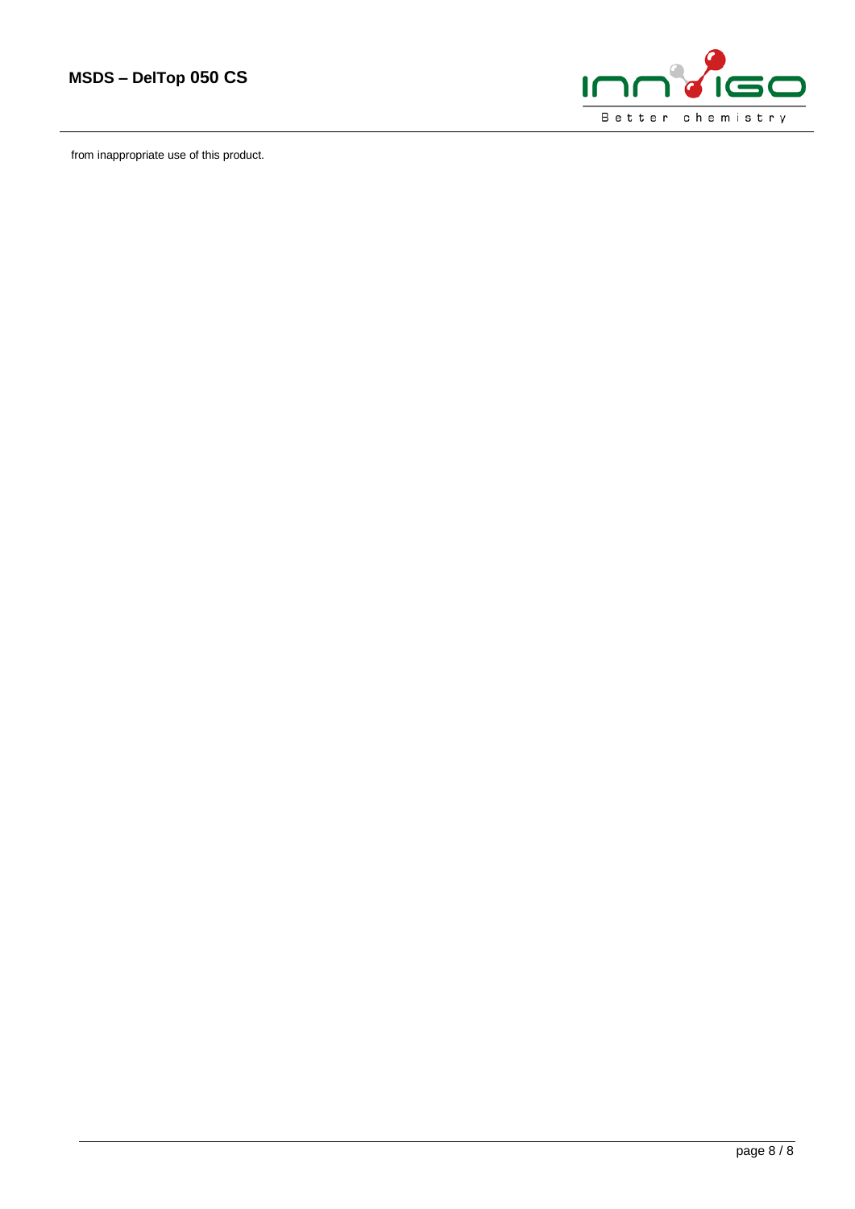from inappropriate use of this product.